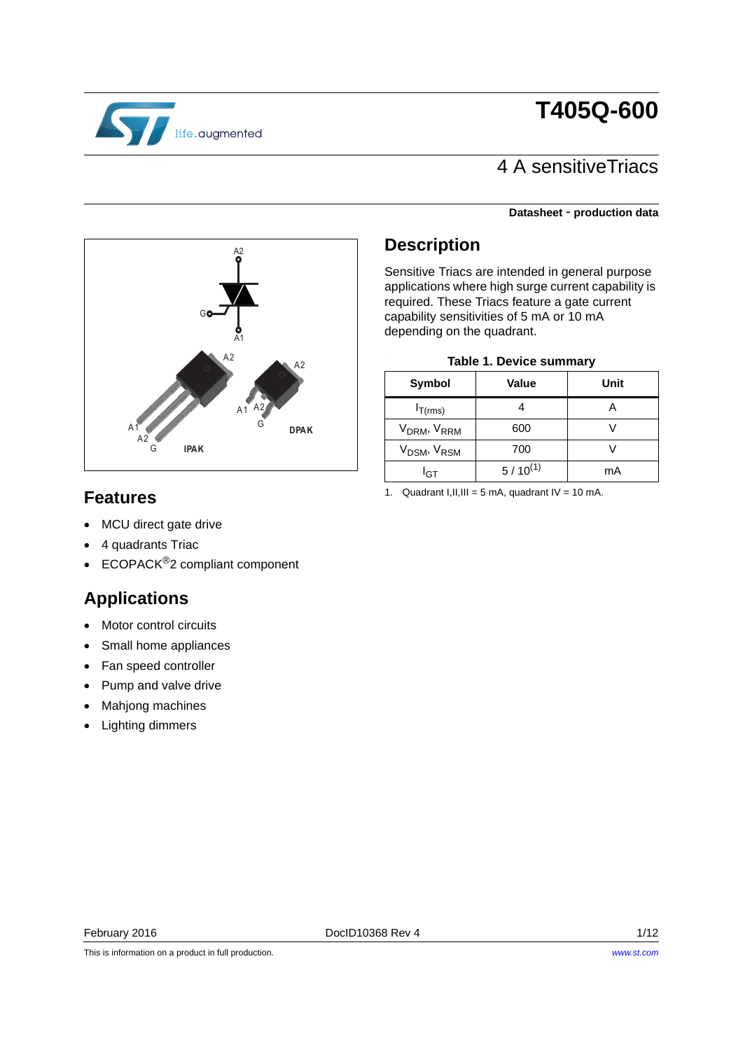# T405Q-600

## 4 A sensitiveTriacs

**Datasheet - production data**

## Description

Sensitive Triacs are intended in general purpose applications where high surge current capability is required. These Triacs feature a gate current capability sensitivities of 5 mA or 10 mA depending on the quadrant.

**Table 1. Device summary**

| Symbol | Value | Unit |
| --- | --- | --- |
| $I_{T(rms)}$ | 4 | A |
| $V_{DRM}$, $V_{RRM}$ | 600 | V |
| $V_{DSM}$, $V_{RSM}$ | 700 | V |
| $I_{GT}$ | 5 / 10(1) | mA |

1. Quadrant I,II,III = 5 mA, quadrant IV = 10 mA.

## Features

- MCU direct gate drive
- 4 quadrants Triac
- ECOPACK®2 compliant component

## Applications

- Motor control circuits
- Small home appliances
- Fan speed controller
- Pump and valve drive
- Mahjong machines
- Lighting dimmers

February 2016 DocID10368 Rev 4

This is information on a product in full production. www.st.com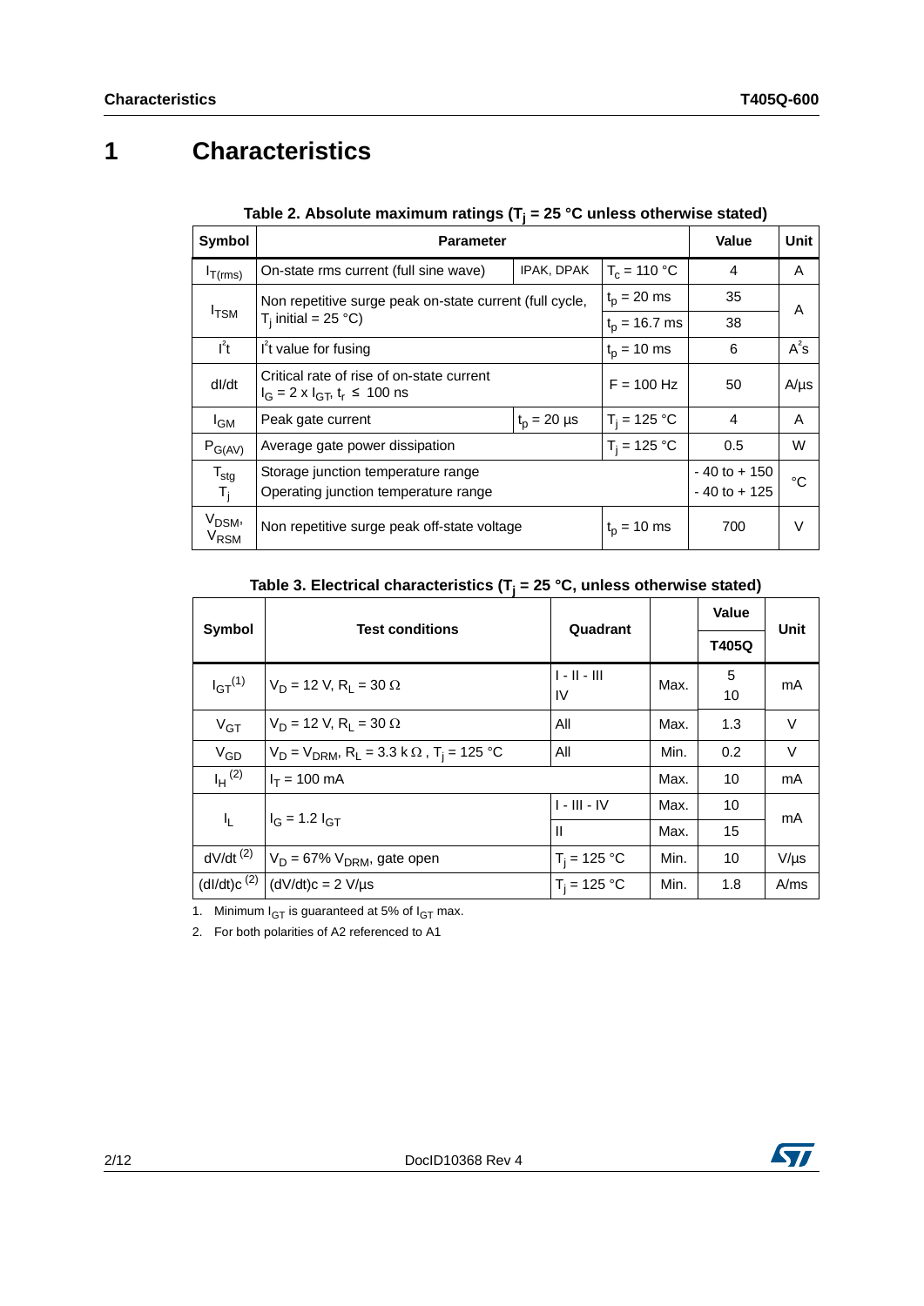# 1 Characteristics

**Table 2. Absolute maximum ratings ($T_j$ = 25 °C unless otherwise stated)**

| Symbol | Parameter | | | Value | Unit |
|---|---|---|---|---|---|
| $I_{T(rms)}$ | On-state rms current (full sine wave) | IPAK, DPAK | $T_c$ = 110 °C | 4 | A |
| $I_{TSM}$ | Non repetitive surge peak on-state current (full cycle, $T_j$ initial = 25 °C) | | $t_p$ = 20 ms | 35 | A |
| | | | $t_p$ = 16.7 ms | 38 | |
| $I^2t$ | $I^2t$ value for fusing | | $t_p$ = 10 ms | 6 | $A^2s$ |
| dI/dt | Critical rate of rise of on-state current $I_G = 2 \times I_{GT}$, $t_r \leq$ 100 ns | | F = 100 Hz | 50 | A/µs |
| $I_{GM}$ | Peak gate current | $t_p$ = 20 µs | $T_j$ = 125 °C | 4 | A |
| $P_{G(AV)}$ | Average gate power dissipation | | $T_j$ = 125 °C | 0.5 | W |
| $T_{stg}$<br>$T_j$ | Storage junction temperature range<br>Operating junction temperature range | | | - 40 to + 150<br>- 40 to + 125 | °C |
| $V_{DSM}$, $V_{RSM}$ | Non repetitive surge peak off-state voltage | | $t_p$ = 10 ms | 700 | V |

**Table 3. Electrical characteristics ($T_j$ = 25 °C, unless otherwise stated)**

| Symbol | Test conditions | Quadrant | | Value | Unit |
|---|---|---|---|---|---|
| | | | | T405Q | |
| $I_{GT}$ (1) | $V_D$ = 12 V, $R_L$ = 30 Ω | I - II - III<br>IV | Max. | 5<br>10 | mA |
| $V_{GT}$ | $V_D$ = 12 V, $R_L$ = 30 Ω | All | Max. | 1.3 | V |
| $V_{GD}$ | $V_D = V_{DRM}$, $R_L$ = 3.3 kΩ, $T_j$ = 125 °C | All | Min. | 0.2 | V |
| $I_H$ (2) | $I_T$ = 100 mA | | Max. | 10 | mA |
| $I_L$ | $I_G$ = 1.2 $I_{GT}$ | I - III - IV | Max. | 10 | mA |
| | | II | Max. | 15 | |
| dV/dt (2) | $V_D$ = 67% $V_{DRM}$, gate open | $T_j$ = 125 °C | Min. | 10 | V/µs |
| (dI/dt)c (2) | (dV/dt)c = 2 V/µs | $T_j$ = 125 °C | Min. | 1.8 | A/ms |

1. Minimum $I_{GT}$ is guaranteed at 5% of $I_{GT}$ max.
2. For both polarities of A2 referenced to A1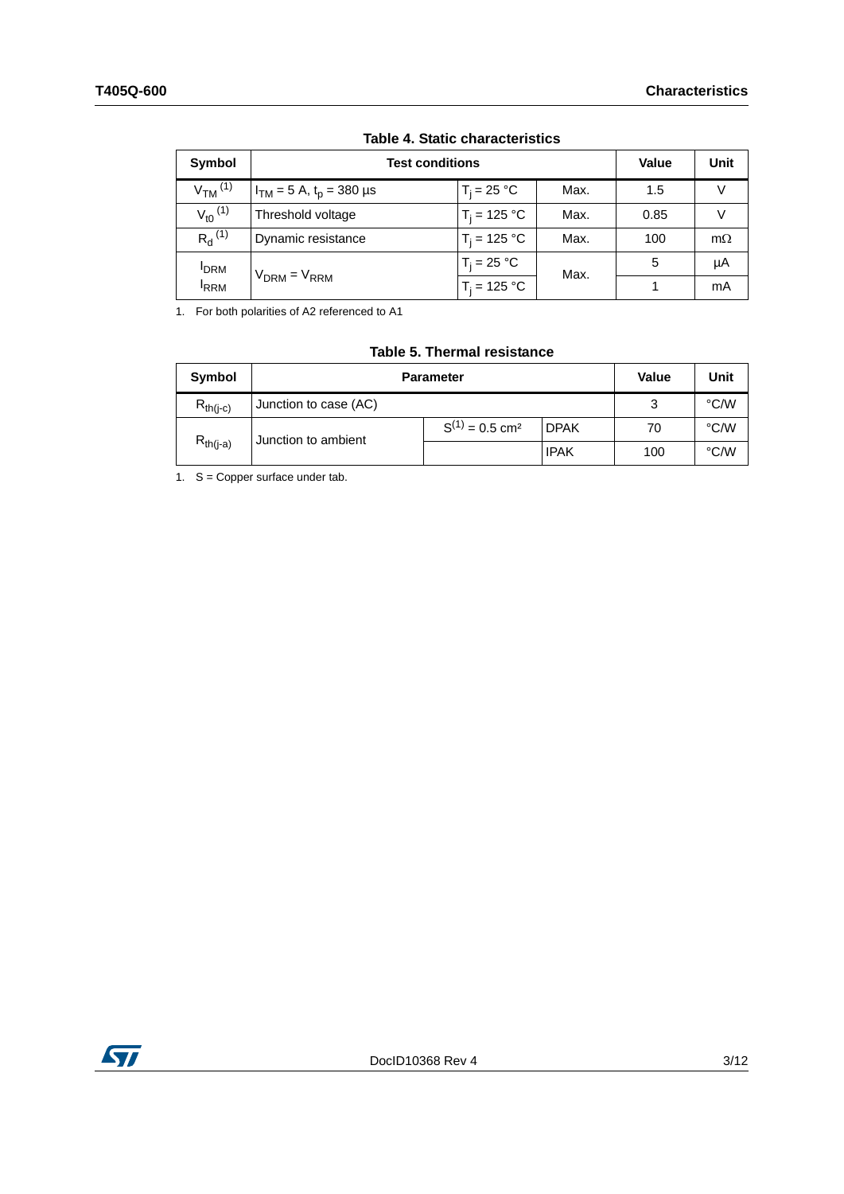**Table 4. Static characteristics**

| Symbol | Test conditions | | | Value | Unit |
|---|---|---|---|---|---|
| $V_{TM}$ (1) | $I_{TM}$ = 5 A, $t_p$ = 380 µs | $T_j$ = 25 °C | Max. | 1.5 | V |
| $V_{t0}$ (1) | Threshold voltage | $T_j$ = 125 °C | Max. | 0.85 | V |
| $R_d$ (1) | Dynamic resistance | $T_j$ = 125 °C | Max. | 100 | mΩ |
| $I_{DRM}$ $I_{RRM}$ | $V_{DRM}$ = $V_{RRM}$ | $T_j$ = 25 °C | Max. | 5 | µA |
| | | $T_j$ = 125 °C | | 1 | mA |

1. For both polarities of A2 referenced to A1

**Table 5. Thermal resistance**

| Symbol | Parameter | | | Value | Unit |
|---|---|---|---|---|---|
| $R_{th(j-c)}$ | Junction to case (AC) | | | 3 | °C/W |
| $R_{th(j-a)}$ | Junction to ambient | S(1) = 0.5 cm² | DPAK | 70 | °C/W |
| | | | IPAK | 100 | °C/W |

1. S = Copper surface under tab.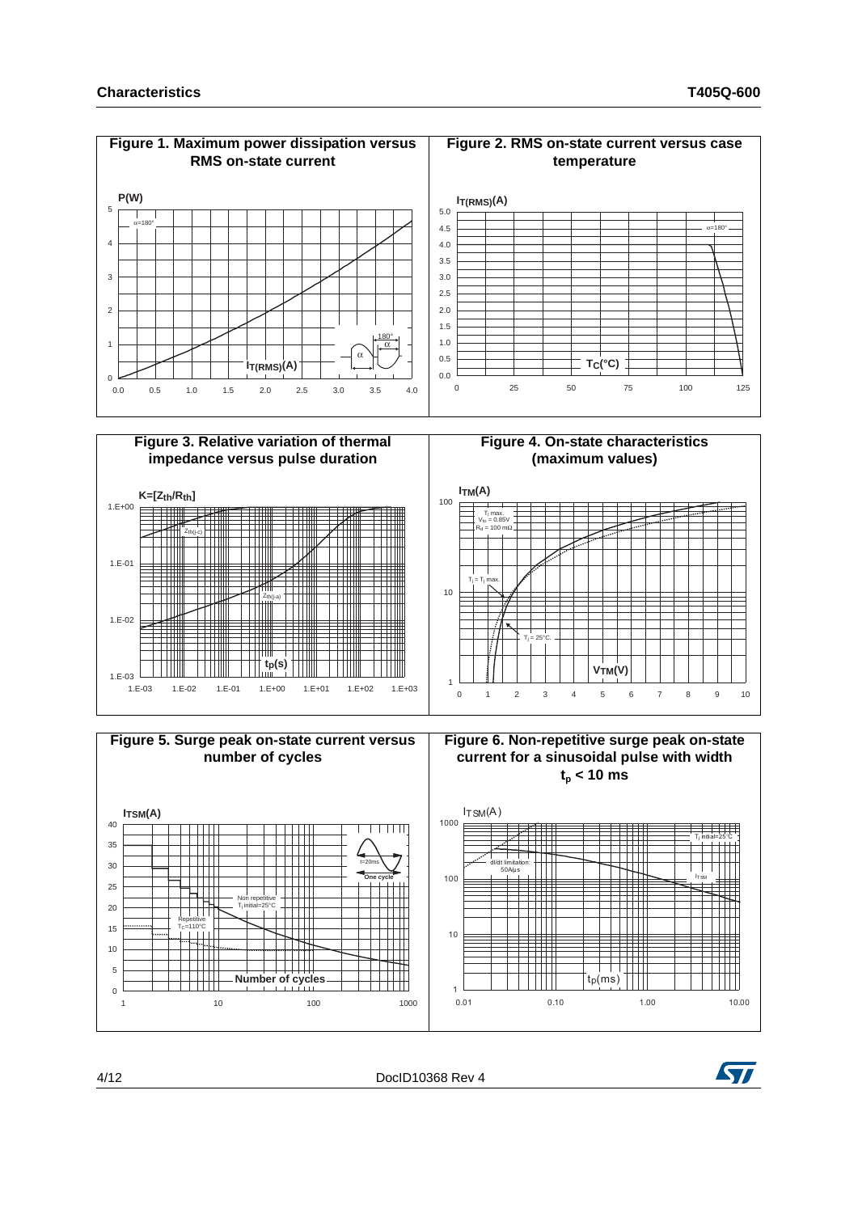## Characteristics

**Figure 1. Maximum power dissipation versus RMS on-state current**

**Figure 2. RMS on-state current versus case temperature**

**Figure 3. Relative variation of thermal impedance versus pulse duration**

**Figure 4. On-state characteristics (maximum values)**

**Figure 5. Surge peak on-state current versus number of cycles**

**Figure 6. Non-repetitive surge peak on-state current for a sinusoidal pulse with width $t_p$ < 10 ms**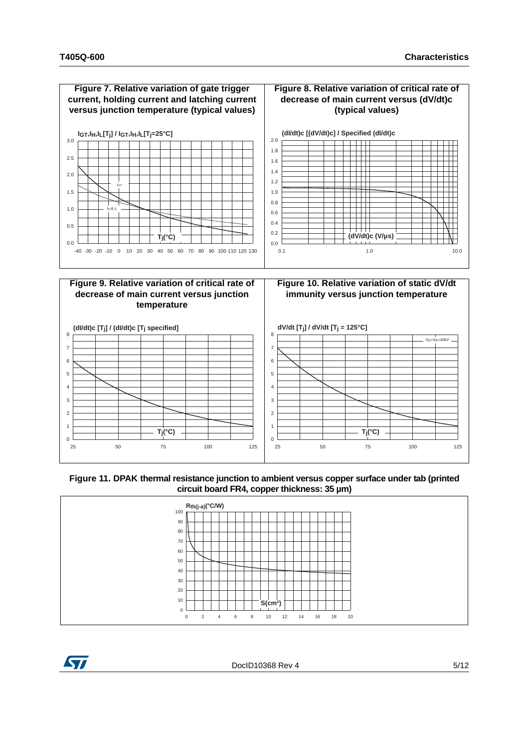**Figure 7. Relative variation of gate trigger current, holding current and latching current versus junction temperature (typical values)**

$I_{GT}, I_H, I_L[T_j] / I_{GT}, I_H, I_L[T_j=25°C]$

**Figure 8. Relative variation of critical rate of decrease of main current versus (dV/dt)c (typical values)**

(dI/dt)c [(dV/dt)c] / Specified (dI/dt)c

**Figure 9. Relative variation of critical rate of decrease of main current versus junction temperature**

(dI/dt)c $[T_j]$ / (dI/dt)c $[T_j$ specified]

**Figure 10. Relative variation of static dV/dt immunity versus junction temperature**

dV/dt $[T_j]$ / dV/dt $[T_j = 125°C]$

$V_D=V_R=400V$

**Figure 11. DPAK thermal resistance junction to ambient versus copper surface under tab (printed circuit board FR4, copper thickness: 35 µm)**

$R_{th(j-a)}$(°C/W)

S(cm²)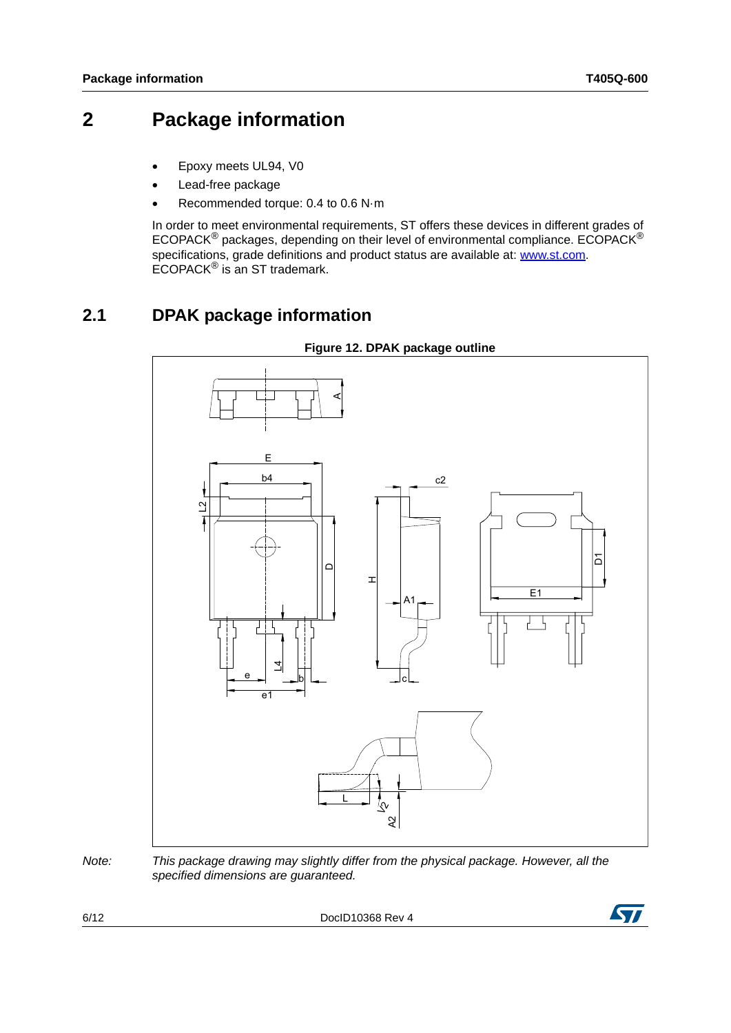# 2 Package information

- Epoxy meets UL94, V0
- Lead-free package
- Recommended torque: 0.4 to 0.6 N·m

In order to meet environmental requirements, ST offers these devices in different grades of ECOPACK® packages, depending on their level of environmental compliance. ECOPACK® specifications, grade definitions and product status are available at: www.st.com. ECOPACK® is an ST trademark.

## 2.1 DPAK package information

**Figure 12. DPAK package outline**

*Note: This package drawing may slightly differ from the physical package. However, all the specified dimensions are guaranteed.*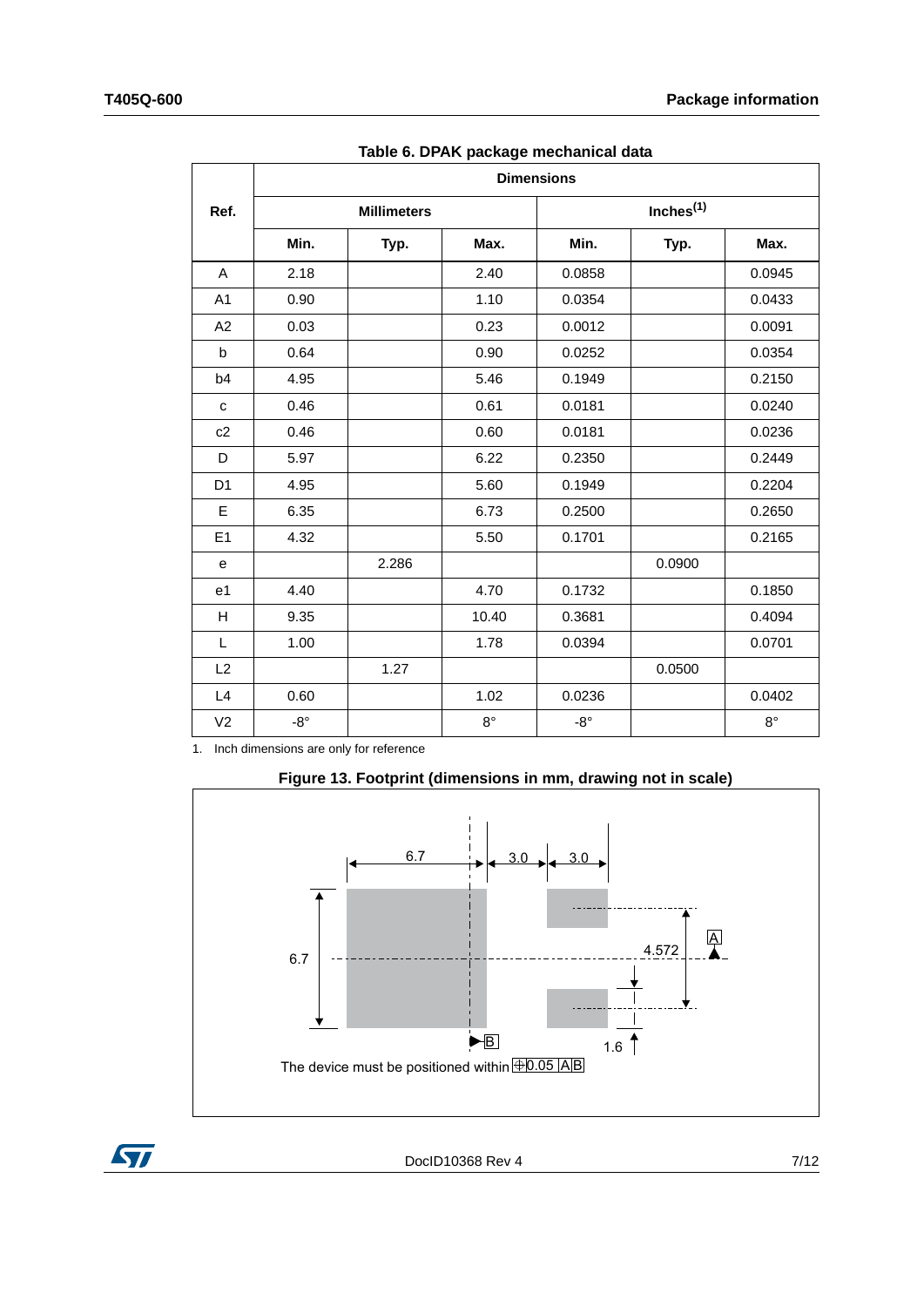Table 6. DPAK package mechanical data

| Ref. | Dimensions | | | | | |
|---|---|---|---|---|---|---|
| | Millimeters | | | Inches(1) | | |
| | Min. | Typ. | Max. | Min. | Typ. | Max. |
| A | 2.18 | | 2.40 | 0.0858 | | 0.0945 |
| A1 | 0.90 | | 1.10 | 0.0354 | | 0.0433 |
| A2 | 0.03 | | 0.23 | 0.0012 | | 0.0091 |
| b | 0.64 | | 0.90 | 0.0252 | | 0.0354 |
| b4 | 4.95 | | 5.46 | 0.1949 | | 0.2150 |
| c | 0.46 | | 0.61 | 0.0181 | | 0.0240 |
| c2 | 0.46 | | 0.60 | 0.0181 | | 0.0236 |
| D | 5.97 | | 6.22 | 0.2350 | | 0.2449 |
| D1 | 4.95 | | 5.60 | 0.1949 | | 0.2204 |
| E | 6.35 | | 6.73 | 0.2500 | | 0.2650 |
| E1 | 4.32 | | 5.50 | 0.1701 | | 0.2165 |
| e | | 2.286 | | | 0.0900 | |
| e1 | 4.40 | | 4.70 | 0.1732 | | 0.1850 |
| H | 9.35 | | 10.40 | 0.3681 | | 0.4094 |
| L | 1.00 | | 1.78 | 0.0394 | | 0.0701 |
| L2 | | 1.27 | | | 0.0500 | |
| L4 | 0.60 | | 1.02 | 0.0236 | | 0.0402 |
| V2 | -8° | | 8° | -8° | | 8° |

1. Inch dimensions are only for reference

Figure 13. Footprint (dimensions in mm, drawing not in scale)

6.7 — 3.0 — 3.0

6.7

4.572

A

B

1.6

The device must be positioned within ⊕ 0.05 A B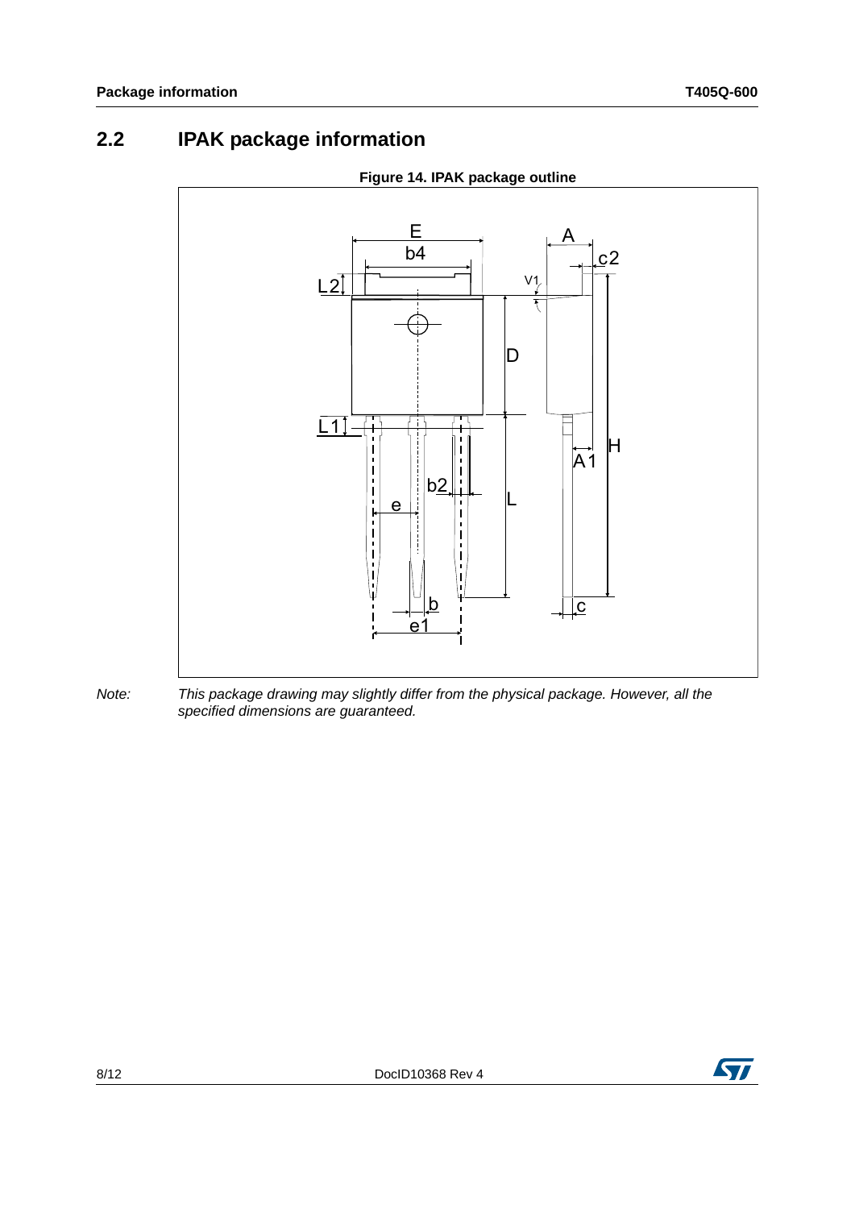## 2.2 IPAK package information

**Figure 14. IPAK package outline**

*Note: This package drawing may slightly differ from the physical package. However, all the specified dimensions are guaranteed.*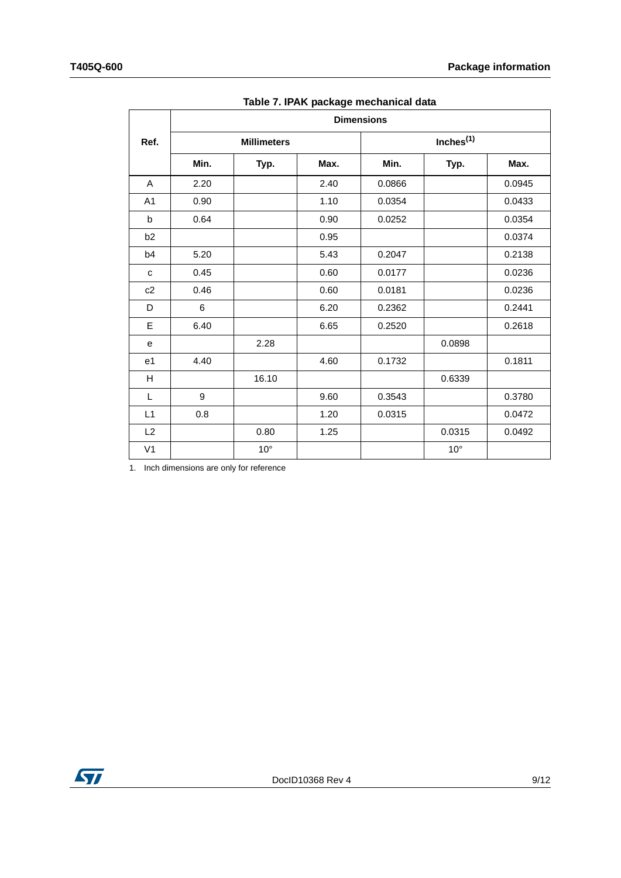Table 7. IPAK package mechanical data

| Ref. | Dimensions | | | | | |
|---|---|---|---|---|---|---|
| | Millimeters | | | Inches[(1)] | | |
| | Min. | Typ. | Max. | Min. | Typ. | Max. |
| A | 2.20 | | 2.40 | 0.0866 | | 0.0945 |
| A1 | 0.90 | | 1.10 | 0.0354 | | 0.0433 |
| b | 0.64 | | 0.90 | 0.0252 | | 0.0354 |
| b2 | | | 0.95 | | | 0.0374 |
| b4 | 5.20 | | 5.43 | 0.2047 | | 0.2138 |
| c | 0.45 | | 0.60 | 0.0177 | | 0.0236 |
| c2 | 0.46 | | 0.60 | 0.0181 | | 0.0236 |
| D | 6 | | 6.20 | 0.2362 | | 0.2441 |
| E | 6.40 | | 6.65 | 0.2520 | | 0.2618 |
| e | | 2.28 | | | 0.0898 | |
| e1 | 4.40 | | 4.60 | 0.1732 | | 0.1811 |
| H | | 16.10 | | | 0.6339 | |
| L | 9 | | 9.60 | 0.3543 | | 0.3780 |
| L1 | 0.8 | | 1.20 | 0.0315 | | 0.0472 |
| L2 | | 0.80 | 1.25 | | 0.0315 | 0.0492 |
| V1 | | 10° | | | 10° | |

1. Inch dimensions are only for reference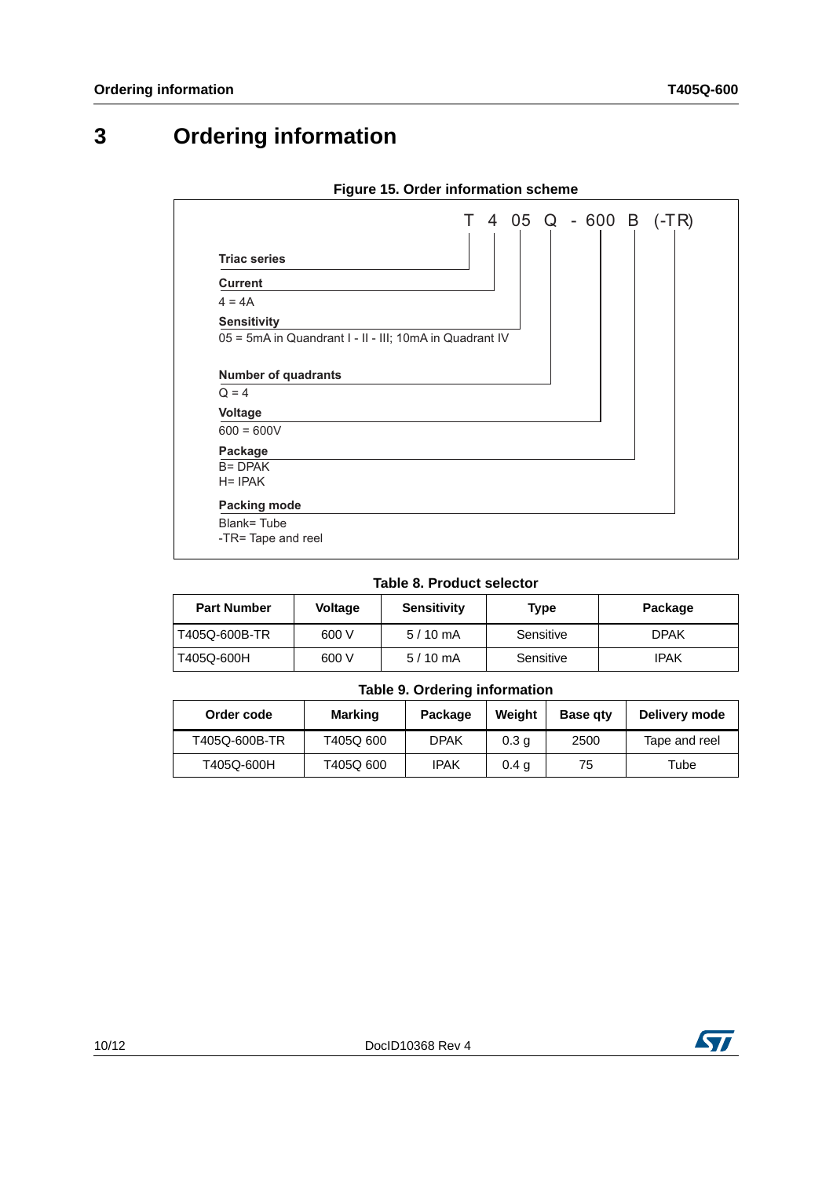# 3 Ordering information

**Figure 15. Order information scheme**

T 4 05 Q - 600 B (-TR)

**Triac series**

**Current**

4 = 4A

**Sensitivity**

05 = 5mA in Quandrant I - II - III; 10mA in Quadrant IV

**Number of quadrants**

Q = 4

**Voltage**

600 = 600V

**Package**

B= DPAK
H= IPAK

**Packing mode**

Blank= Tube
-TR= Tape and reel

**Table 8. Product selector**

| Part Number | Voltage | Sensitivity | Type | Package |
|---|---|---|---|---|
| T405Q-600B-TR | 600 V | 5 / 10 mA | Sensitive | DPAK |
| T405Q-600H | 600 V | 5 / 10 mA | Sensitive | IPAK |

**Table 9. Ordering information**

| Order code | Marking | Package | Weight | Base qty | Delivery mode |
|---|---|---|---|---|---|
| T405Q-600B-TR | T405Q 600 | DPAK | 0.3 g | 2500 | Tape and reel |
| T405Q-600H | T405Q 600 | IPAK | 0.4 g | 75 | Tube |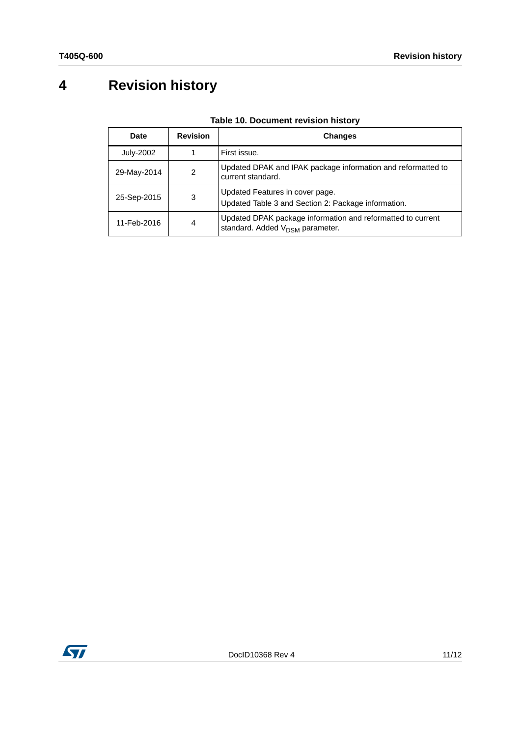# 4 Revision history

**Table 10. Document revision history**

| Date | Revision | Changes |
|---|---|---|
| July-2002 | 1 | First issue. |
| 29-May-2014 | 2 | Updated DPAK and IPAK package information and reformatted to current standard. |
| 25-Sep-2015 | 3 | Updated Features in cover page.<br>Updated Table 3 and Section 2: Package information. |
| 11-Feb-2016 | 4 | Updated DPAK package information and reformatted to current standard. Added $V_{DSM}$ parameter. |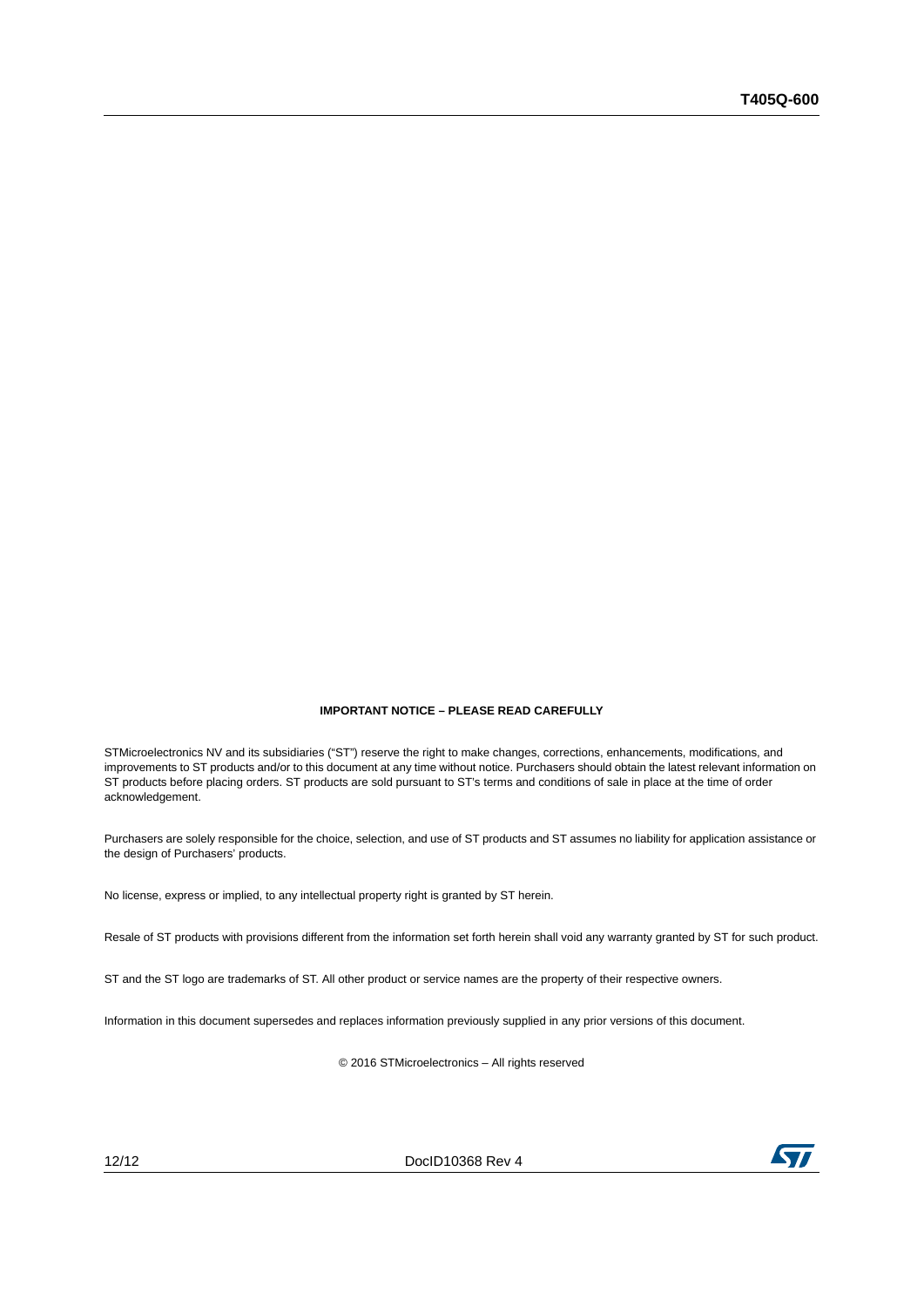**IMPORTANT NOTICE – PLEASE READ CAREFULLY**

STMicroelectronics NV and its subsidiaries ("ST") reserve the right to make changes, corrections, enhancements, modifications, and improvements to ST products and/or to this document at any time without notice. Purchasers should obtain the latest relevant information on ST products before placing orders. ST products are sold pursuant to ST's terms and conditions of sale in place at the time of order acknowledgement.

Purchasers are solely responsible for the choice, selection, and use of ST products and ST assumes no liability for application assistance or the design of Purchasers' products.

No license, express or implied, to any intellectual property right is granted by ST herein.

Resale of ST products with provisions different from the information set forth herein shall void any warranty granted by ST for such product.

ST and the ST logo are trademarks of ST. All other product or service names are the property of their respective owners.

Information in this document supersedes and replaces information previously supplied in any prior versions of this document.

© 2016 STMicroelectronics – All rights reserved